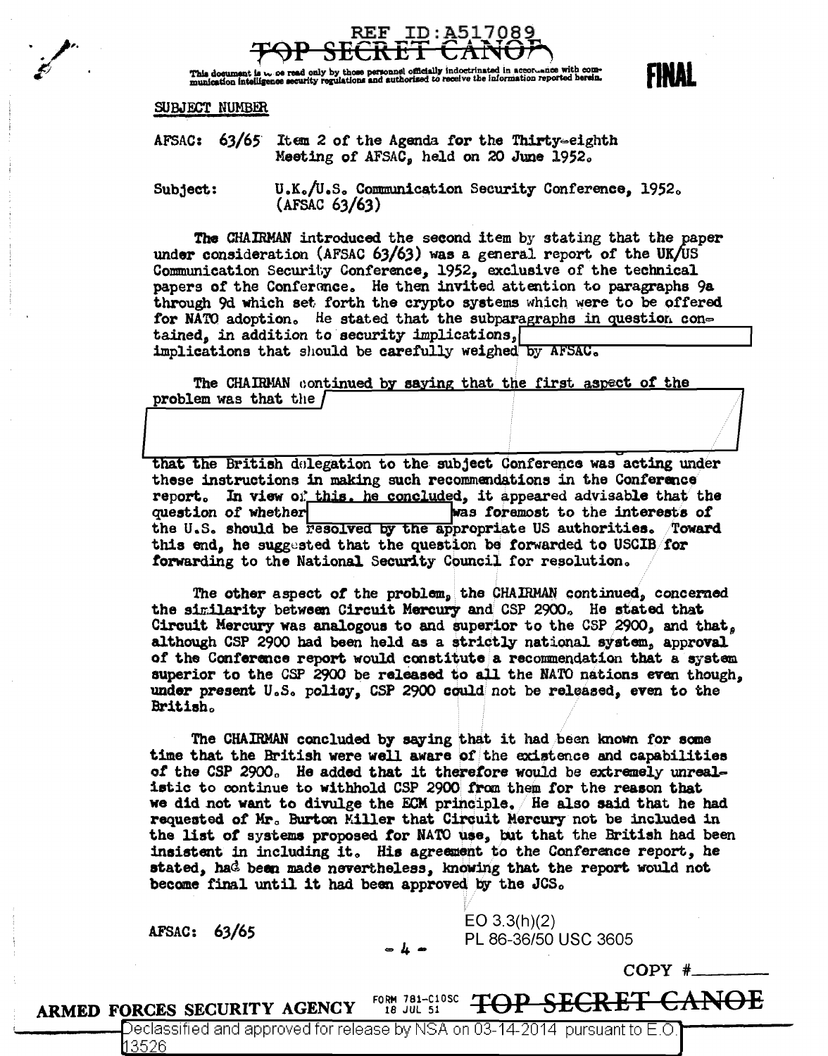REF ID:A517089

TOP SECRET CANOE

This document is to be read only by those personnel officially indoctrinated in accordance with communication intelligence security regulations and authorized to receive the information reported herein.

**FINAL**

SUBJECT NUMBER

AFSAC: 63/65 Item 2 of the Agenda for the Thirty-eighth Meeting of AFSAC, held on 20 June 1952.

Subject: U.K./U.S. Communication Security Conference, 1952. (AFSAC 63/63)

The CHAIRMAN introduced the second item by stating that the paper under consideration (AFSAC 63/63) was a general report of the UK/US Communication Security Conference, 1952, exclusive of the technical papers of the Conference. He then invited attention to paragraphs 9a through 9d which set forth the crypto systems which were to be offered for NATO adoption. He stated that the subparagraphs in question contained, in addition to security implications, [REDACTED] implications that should be carefully weighed by AFSAC.

The CHAIRMAN continued by saying that the first aspect of the problem was that the [REDACTED] that the British delegation to the subject Conference was acting under these instructions in making such recommendations in the Conference report. In view of this, he concluded, it appeared advisable that the question of whether [REDACTED] was foremost to the interests of the U.S. should be resolved by the appropriate US authorities. Toward this end, he suggested that the question be forwarded to USCIB for forwarding to the National Security Council for resolution.

The other aspect of the problem, the CHAIRMAN continued, concerned the similarity between Circuit Mercury and CSP 2900. He stated that Circuit Mercury was analogous to and superior to the CSP 2900, and that, although CSP 2900 had been held as a strictly national system, approval of the Conference report would constitute a recommendation that a system superior to the CSP 2900 be released to all the NATO nations even though, under present U.S. policy, CSP 2900 could not be released, even to the British.

The CHAIRMAN concluded by saying that it had been known for some time that the British were well aware of the existence and capabilities of the CSP 2900. He added that it therefore would be extremely unrealistic to continue to withhold CSP 2900 from them for the reason that we did not want to divulge the ECM principle. He also said that he had requested of Mr. Burton Miller that Circuit Mercury not be included in the list of systems proposed for NATO use, but that the British had been insistent in including it. His agreement to the Conference report, he stated, had been made nevertheless, knowing that the report would not become final until it had been approved by the JCS.

AFSAC: 63/65

EO 3.3(h)(2)
PL 86-36/50 USC 3605

COPY #\_\_\_\_\_\_

ARMED FORCES SECURITY AGENCY FORM 781-C10SC 18 JUL 51 TOP SECRET CANOE

Declassified and approved for release by NSA on 03-14-2014 pursuant to E.O. 13526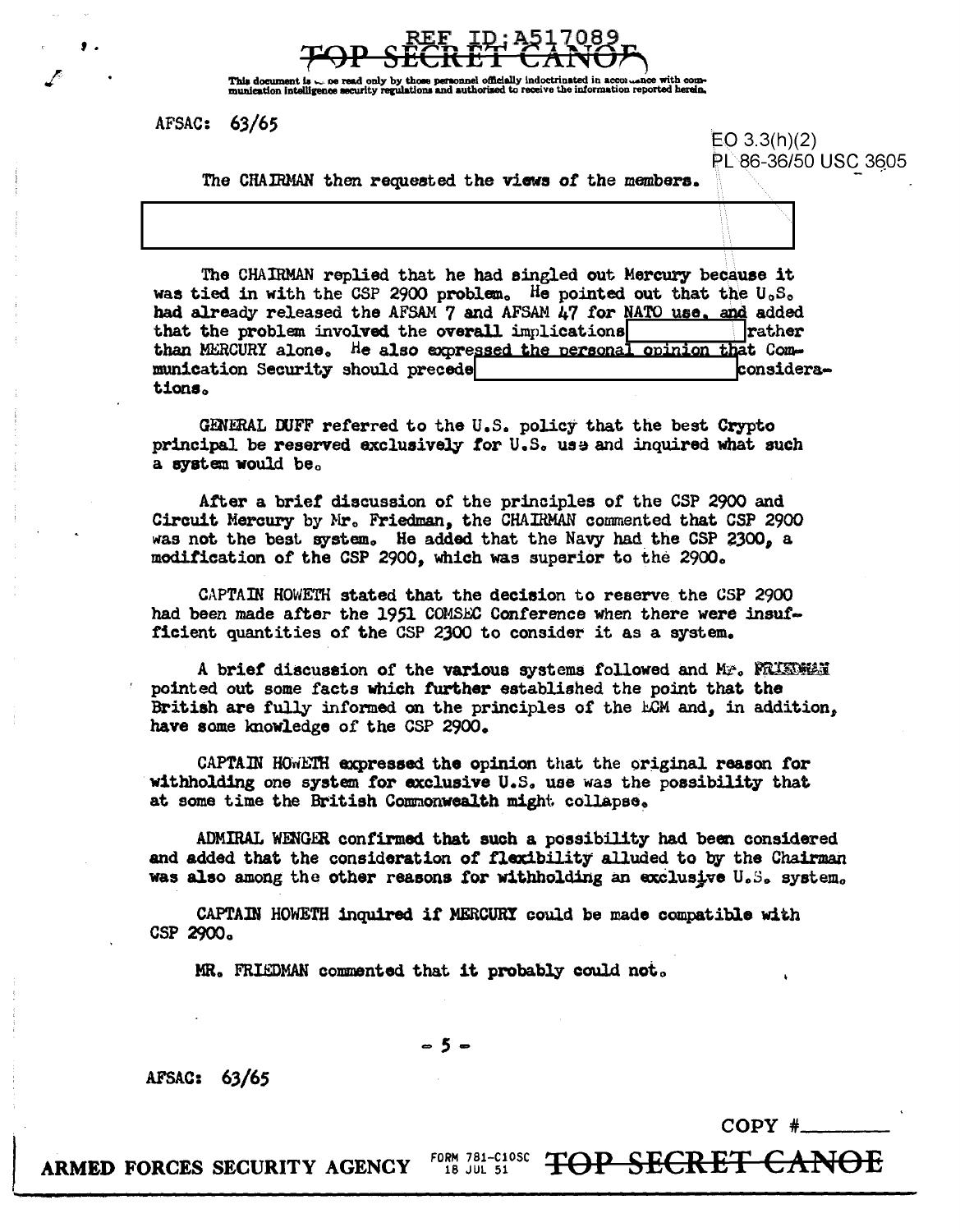AFSAC: 63/65

EO 3.3(h)(2)
PL 86-36/50 USC 3605

The CHAIRMAN then requested the views of the members.

[REDACTED]

The CHAIRMAN replied that he had singled out Mercury because it was tied in with the CSP 2900 problem. He pointed out that the U.S. had already released the AFSAM 7 and AFSAM 47 for NATO use, and added that the problem involved the overall implications [REDACTED] rather than MERCURY alone. He also expressed the personal opinion that Communication Security should precede [REDACTED] considerations.

GENERAL DUFF referred to the U.S. policy that the best Crypto principal be reserved exclusively for U.S. use and inquired what such a system would be.

After a brief discussion of the principles of the CSP 2900 and Circuit Mercury by Mr. Friedman, the CHAIRMAN commented that CSP 2900 was not the best system. He added that the Navy had the CSP 2300, a modification of the CSP 2900, which was superior to the 2900.

CAPTAIN HOWETH stated that the decision to reserve the CSP 2900 had been made after the 1951 COMSEC Conference when there were insufficient quantities of the CSP 2300 to consider it as a system.

A brief discussion of the various systems followed and Mr. FRIEDMAN pointed out some facts which further established the point that the British are fully informed on the principles of the ECM and, in addition, have some knowledge of the CSP 2900.

CAPTAIN HOWETH expressed the opinion that the original reason for withholding one system for exclusive U.S. use was the possibility that at some time the British Commonwealth might collapse.

ADMIRAL WENGER confirmed that such a possibility had been considered and added that the consideration of flexibility alluded to by the Chairman was also among the other reasons for withholding an exclusive U.S. system.

CAPTAIN HOWETH inquired if MERCURY could be made compatible with CSP 2900.

MR. FRIEDMAN commented that it probably could not.

AFSAC: 63/65

COPY #________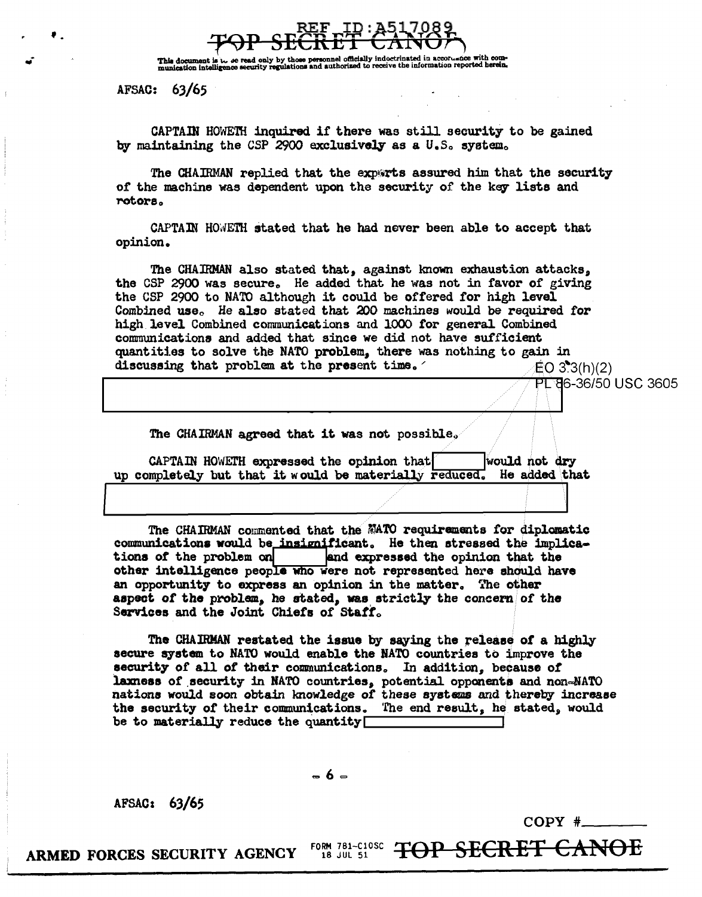AFSAC: 63/65

CAPTAIN HOWETH inquired if there was still security to be gained by maintaining the CSP 2900 exclusively as a U.S. system.

The CHAIRMAN replied that the experts assured him that the security of the machine was dependent upon the security of the key lists and rotors.

CAPTAIN HOWETH stated that he had never been able to accept that opinion.

The CHAIRMAN also stated that, against known exhaustion attacks, the CSP 2900 was secure. He added that he was not in favor of giving the CSP 2900 to NATO although it could be offered for high level Combined use. He also stated that 200 machines would be required for high level Combined communications and 1000 for general Combined communications and added that since we did not have sufficient quantities to solve the NATO problem, there was nothing to gain in discussing that problem at the present time.

EO 3.3(h)(2)
PL 86-36/50 USC 3605

The CHAIRMAN agreed that it was not possible.

CAPTAIN HOWETH expressed the opinion that [redacted] would not dry up completely but that it would be materially reduced. He added that [redacted]

The CHAIRMAN commented that the NATO requirements for diplomatic communications would be insignificant. He then stressed the implications of the problem on [redacted] and expressed the opinion that the other intelligence people who were not represented here should have an opportunity to express an opinion in the matter. The other aspect of the problem, he stated, was strictly the concern of the Services and the Joint Chiefs of Staff.

The CHAIRMAN restated the issue by saying the release of a highly secure system to NATO would enable the NATO countries to improve the security of all of their communications. In addition, because of laxness of security in NATO countries, potential opponents and non-NATO nations would soon obtain knowledge of these systems and thereby increase the security of their communications. The end result, he stated, would be to materially reduce the quantity [redacted]

AFSAC: 63/65

COPY #\_\_\_\_\_\_\_\_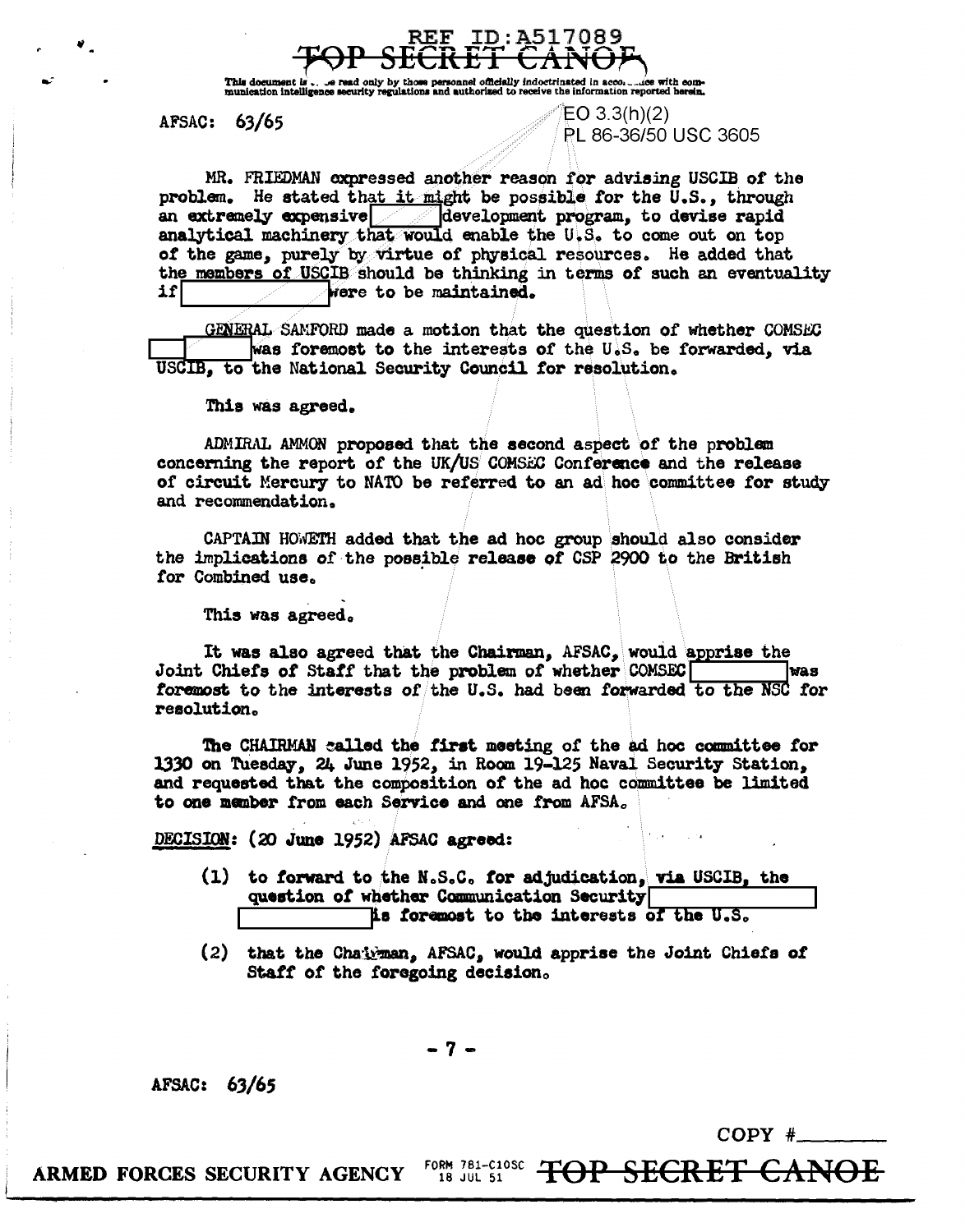TOP SECRET CANOE

This document is ... e read only by those personnel officially indoctrinated in acco... ...nce with communication intelligence security regulations and authorized to receive the information reported herein.

AFSAC: 63/65

EO 3.3(h)(2)
PL 86-36/50 USC 3605

MR. FRIEDMAN expressed another reason for advising USCIB of the problem. He stated that it might be possible for the U.S., through an extremely expensive [ ] development program, to devise rapid analytical machinery that would enable the U.S. to come out on top of the game, purely by virtue of physical resources. He added that the members of USCIB should be thinking in terms of such an eventuality if [ ] were to be maintained.

GENERAL SAMFORD made a motion that the question of whether COMSEC [ ] was foremost to the interests of the U.S. be forwarded, via USCIB, to the National Security Council for resolution.

This was agreed.

ADMIRAL AMMON proposed that the second aspect of the problem concerning the report of the UK/US COMSEC Conference and the release of circuit Mercury to NATO be referred to an ad hoc committee for study and recommendation.

CAPTAIN HOWETH added that the ad hoc group should also consider the implications of the possible release of CSP 2900 to the British for Combined use.

This was agreed.

It was also agreed that the Chairman, AFSAC, would apprise the Joint Chiefs of Staff that the problem of whether COMSEC [ ] was foremost to the interests of the U.S. had been forwarded to the NSC for resolution.

The CHAIRMAN called the first meeting of the ad hoc committee for 1330 on Tuesday, 24 June 1952, in Room 19-125 Naval Security Station, and requested that the composition of the ad hoc committee be limited to one member from each Service and one from AFSA.

DECISION: (20 June 1952) AFSAC agreed:

(1) to forward to the N.S.C. for adjudication, via USCIB, the question of whether Communication Security [ ] [ ] is foremost to the interests of the U.S.

(2) that the Chairman, AFSAC, would apprise the Joint Chiefs of Staff of the foregoing decision.

AFSAC: 63/65

COPY #\_\_\_\_\_\_

ARMED FORCES SECURITY AGENCY FORM 781-C10SC 18 JUL 51 TOP SECRET CANOE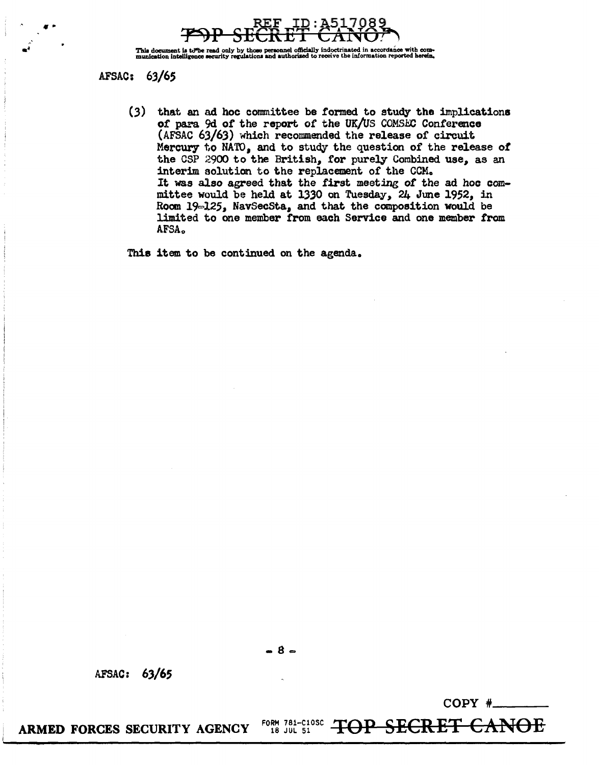AFSAC: 63/65

(3) that an ad hoc committee be formed to study the implications of para 9d of the report of the UK/US COMSEC Conference (AFSAC 63/63) which recommended the release of circuit Mercury to NATO, and to study the question of the release of the CSP 2900 to the British, for purely Combined use, as an interim solution to the replacement of the CCM.
It was also agreed that the first meeting of the ad hoc committee would be held at 1330 on Tuesday, 24 June 1952, in Room 19-125, NavSecSta, and that the composition would be limited to one member from each Service and one member from AFSA.

This item to be continued on the agenda.